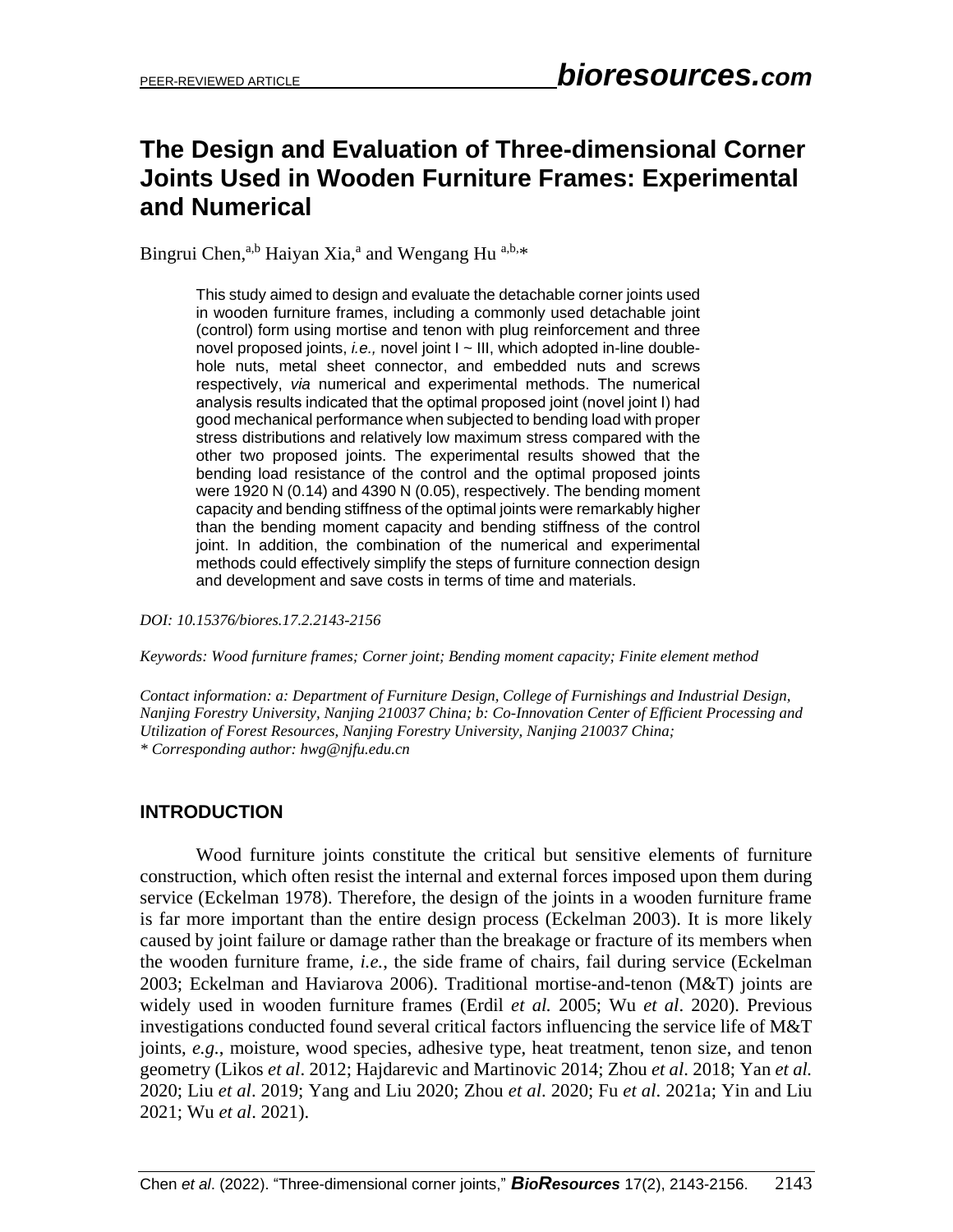# The Design and Evaluation of Three-dimensional Corner Joints Used in Wooden Furniture Frames: Experimental and Numerical

Bingrui Chen,[a,b] Haiyan Xia,[a] and Wengang Hu [a,b,*]

This study aimed to design and evaluate the detachable corner joints used in wooden furniture frames, including a commonly used detachable joint (control) form using mortise and tenon with plug reinforcement and three novel proposed joints, *i.e.,* novel joint I ~ III, which adopted in-line double-hole nuts, metal sheet connector, and embedded nuts and screws respectively, *via* numerical and experimental methods. The numerical analysis results indicated that the optimal proposed joint (novel joint I) had good mechanical performance when subjected to bending load with proper stress distributions and relatively low maximum stress compared with the other two proposed joints. The experimental results showed that the bending load resistance of the control and the optimal proposed joints were 1920 N (0.14) and 4390 N (0.05), respectively. The bending moment capacity and bending stiffness of the optimal joints were remarkably higher than the bending moment capacity and bending stiffness of the control joint. In addition, the combination of the numerical and experimental methods could effectively simplify the steps of furniture connection design and development and save costs in terms of time and materials.

*DOI: 10.15376/biores.17.2.2143-2156*

*Keywords: Wood furniture frames; Corner joint; Bending moment capacity; Finite element method*

*Contact information: a: Department of Furniture Design, College of Furnishings and Industrial Design, Nanjing Forestry University, Nanjing 210037 China; b: Co-Innovation Center of Efficient Processing and Utilization of Forest Resources, Nanjing Forestry University, Nanjing 210037 China;*
*\* Corresponding author: hwg@njfu.edu.cn*

## INTRODUCTION

Wood furniture joints constitute the critical but sensitive elements of furniture construction, which often resist the internal and external forces imposed upon them during service (Eckelman 1978). Therefore, the design of the joints in a wooden furniture frame is far more important than the entire design process (Eckelman 2003). It is more likely caused by joint failure or damage rather than the breakage or fracture of its members when the wooden furniture frame, *i.e.*, the side frame of chairs, fail during service (Eckelman 2003; Eckelman and Haviarova 2006). Traditional mortise-and-tenon (M&T) joints are widely used in wooden furniture frames (Erdil *et al.* 2005; Wu *et al*. 2020). Previous investigations conducted found several critical factors influencing the service life of M&T joints, *e.g.*, moisture, wood species, adhesive type, heat treatment, tenon size, and tenon geometry (Likos *et al*. 2012; Hajdarevic and Martinovic 2014; Zhou *et al*. 2018; Yan *et al.* 2020; Liu *et al*. 2019; Yang and Liu 2020; Zhou *et al*. 2020; Fu *et al*. 2021a; Yin and Liu 2021; Wu *et al*. 2021).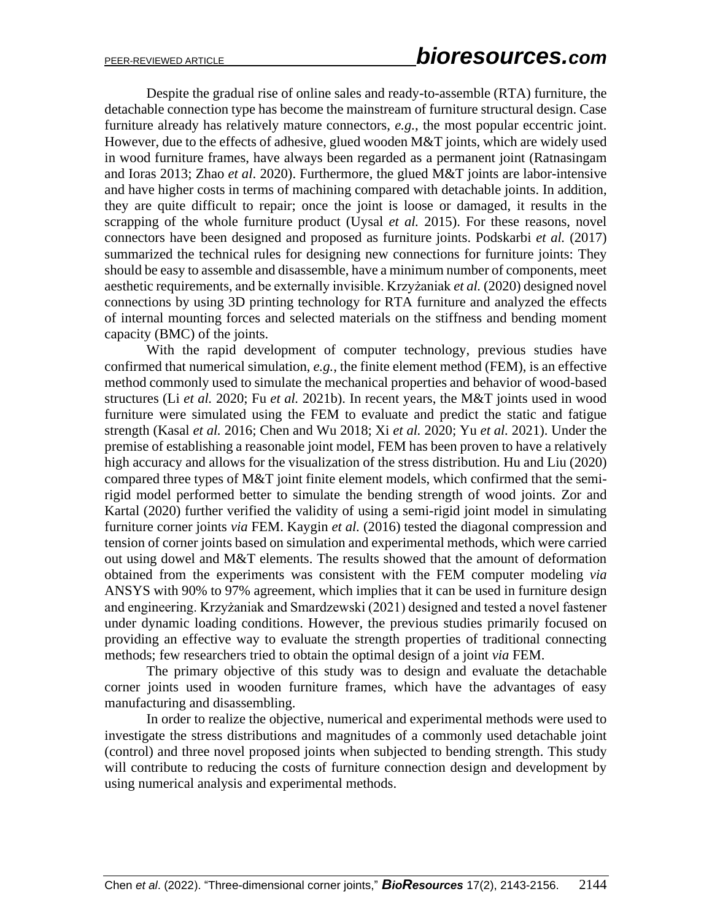Despite the gradual rise of online sales and ready-to-assemble (RTA) furniture, the detachable connection type has become the mainstream of furniture structural design. Case furniture already has relatively mature connectors, *e.g.*, the most popular eccentric joint. However, due to the effects of adhesive, glued wooden M&T joints, which are widely used in wood furniture frames, have always been regarded as a permanent joint (Ratnasingam and Ioras 2013; Zhao *et al*. 2020). Furthermore, the glued M&T joints are labor-intensive and have higher costs in terms of machining compared with detachable joints. In addition, they are quite difficult to repair; once the joint is loose or damaged, it results in the scrapping of the whole furniture product (Uysal *et al.* 2015). For these reasons, novel connectors have been designed and proposed as furniture joints. Podskarbi *et al.* (2017) summarized the technical rules for designing new connections for furniture joints: They should be easy to assemble and disassemble, have a minimum number of components, meet aesthetic requirements, and be externally invisible. Krzyżaniak *et al.* (2020) designed novel connections by using 3D printing technology for RTA furniture and analyzed the effects of internal mounting forces and selected materials on the stiffness and bending moment capacity (BMC) of the joints.

With the rapid development of computer technology, previous studies have confirmed that numerical simulation, *e.g.*, the finite element method (FEM), is an effective method commonly used to simulate the mechanical properties and behavior of wood-based structures (Li *et al.* 2020; Fu *et al.* 2021b). In recent years, the M&T joints used in wood furniture were simulated using the FEM to evaluate and predict the static and fatigue strength (Kasal *et al.* 2016; Chen and Wu 2018; Xi *et al.* 2020; Yu *et al.* 2021). Under the premise of establishing a reasonable joint model, FEM has been proven to have a relatively high accuracy and allows for the visualization of the stress distribution. Hu and Liu (2020) compared three types of M&T joint finite element models, which confirmed that the semi-rigid model performed better to simulate the bending strength of wood joints. Zor and Kartal (2020) further verified the validity of using a semi-rigid joint model in simulating furniture corner joints *via* FEM. Kaygin *et al.* (2016) tested the diagonal compression and tension of corner joints based on simulation and experimental methods, which were carried out using dowel and M&T elements. The results showed that the amount of deformation obtained from the experiments was consistent with the FEM computer modeling *via* ANSYS with 90% to 97% agreement, which implies that it can be used in furniture design and engineering. Krzyżaniak and Smardzewski (2021) designed and tested a novel fastener under dynamic loading conditions. However, the previous studies primarily focused on providing an effective way to evaluate the strength properties of traditional connecting methods; few researchers tried to obtain the optimal design of a joint *via* FEM.

The primary objective of this study was to design and evaluate the detachable corner joints used in wooden furniture frames, which have the advantages of easy manufacturing and disassembling.

In order to realize the objective, numerical and experimental methods were used to investigate the stress distributions and magnitudes of a commonly used detachable joint (control) and three novel proposed joints when subjected to bending strength. This study will contribute to reducing the costs of furniture connection design and development by using numerical analysis and experimental methods.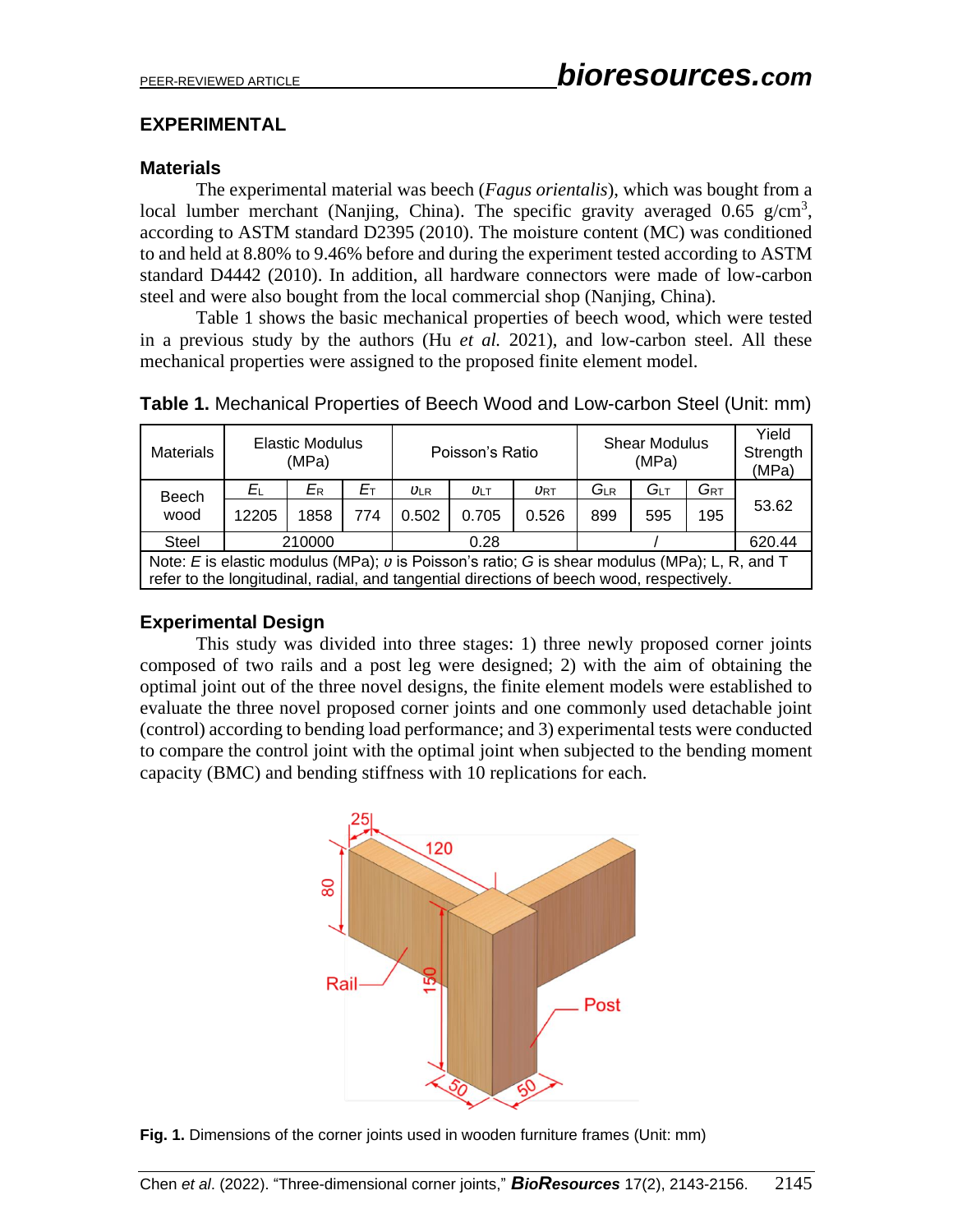## EXPERIMENTAL

### Materials

The experimental material was beech (*Fagus orientalis*), which was bought from a local lumber merchant (Nanjing, China). The specific gravity averaged 0.65 g/cm$^3$, according to ASTM standard D2395 (2010). The moisture content (MC) was conditioned to and held at 8.80% to 9.46% before and during the experiment tested according to ASTM standard D4442 (2010). In addition, all hardware connectors were made of low-carbon steel and were also bought from the local commercial shop (Nanjing, China).

Table 1 shows the basic mechanical properties of beech wood, which were tested in a previous study by the authors (Hu *et al.* 2021), and low-carbon steel. All these mechanical properties were assigned to the proposed finite element model.

**Table 1.** Mechanical Properties of Beech Wood and Low-carbon Steel (Unit: mm)

| Materials | Elastic Modulus (MPa) | | | Poisson's Ratio | | | Shear Modulus (MPa) | | | Yield Strength (MPa) |
|---|---|---|---|---|---|---|---|---|---|---|
| | $E_L$ | $E_R$ | $E_T$ | $\upsilon_{LR}$ | $\upsilon_{LT}$ | $\upsilon_{RT}$ | $G_{LR}$ | $G_{LT}$ | $G_{RT}$ | |
| Beech wood | 12205 | 1858 | 774 | 0.502 | 0.705 | 0.526 | 899 | 595 | 195 | 53.62 |
| Steel | 210000 | | | 0.28 | | | / | | | 620.44 |

Note: $E$ is elastic modulus (MPa); $\upsilon$ is Poisson's ratio; $G$ is shear modulus (MPa); L, R, and T refer to the longitudinal, radial, and tangential directions of beech wood, respectively.

### Experimental Design

This study was divided into three stages: 1) three newly proposed corner joints composed of two rails and a post leg were designed; 2) with the aim of obtaining the optimal joint out of the three novel designs, the finite element models were established to evaluate the three novel proposed corner joints and one commonly used detachable joint (control) according to bending load performance; and 3) experimental tests were conducted to compare the control joint with the optimal joint when subjected to the bending moment capacity (BMC) and bending stiffness with 10 replications for each.

**Fig. 1.** Dimensions of the corner joints used in wooden furniture frames (Unit: mm)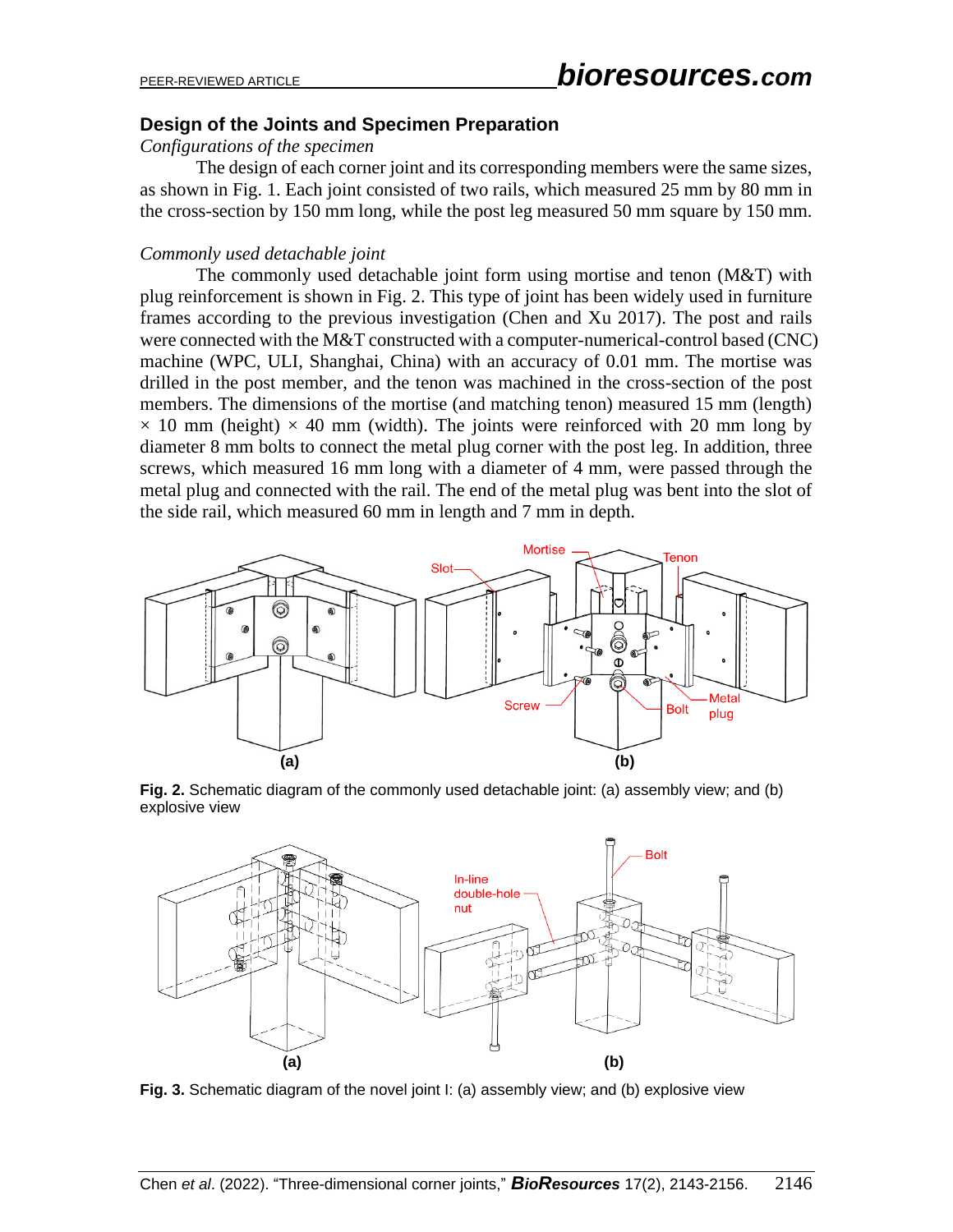## Design of the Joints and Specimen Preparation

*Configurations of the specimen*

The design of each corner joint and its corresponding members were the same sizes, as shown in Fig. 1. Each joint consisted of two rails, which measured 25 mm by 80 mm in the cross-section by 150 mm long, while the post leg measured 50 mm square by 150 mm.

*Commonly used detachable joint*

The commonly used detachable joint form using mortise and tenon (M&T) with plug reinforcement is shown in Fig. 2. This type of joint has been widely used in furniture frames according to the previous investigation (Chen and Xu 2017). The post and rails were connected with the M&T constructed with a computer-numerical-control based (CNC) machine (WPC, ULI, Shanghai, China) with an accuracy of 0.01 mm. The mortise was drilled in the post member, and the tenon was machined in the cross-section of the post members. The dimensions of the mortise (and matching tenon) measured 15 mm (length) × 10 mm (height) × 40 mm (width). The joints were reinforced with 20 mm long by diameter 8 mm bolts to connect the metal plug corner with the post leg. In addition, three screws, which measured 16 mm long with a diameter of 4 mm, were passed through the metal plug and connected with the rail. The end of the metal plug was bent into the slot of the side rail, which measured 60 mm in length and 7 mm in depth.

**Fig. 2.** Schematic diagram of the commonly used detachable joint: (a) assembly view; and (b) explosive view

**Fig. 3.** Schematic diagram of the novel joint I: (a) assembly view; and (b) explosive view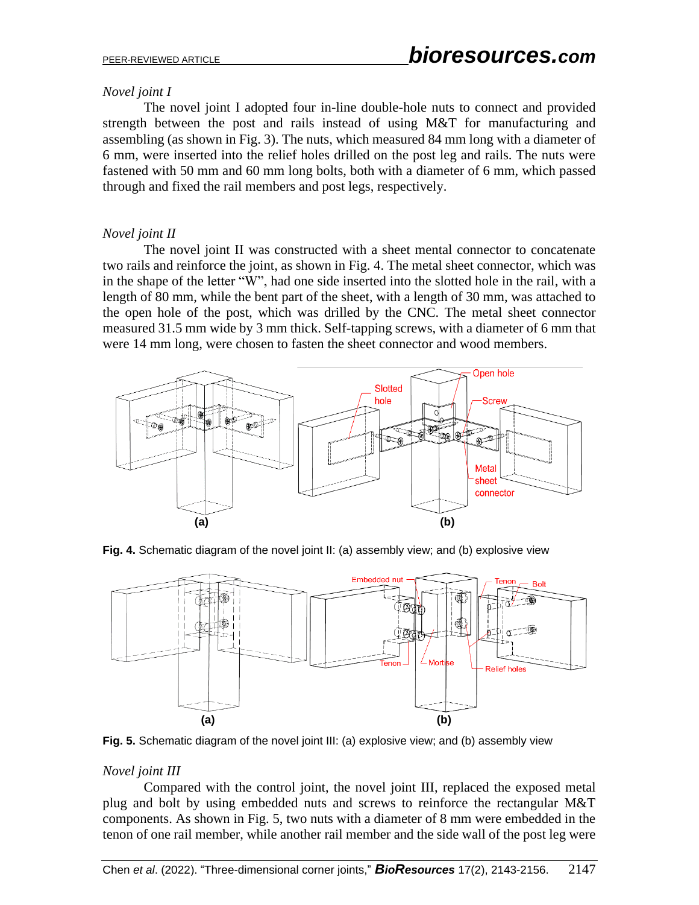*Novel joint I*

The novel joint I adopted four in-line double-hole nuts to connect and provided strength between the post and rails instead of using M&T for manufacturing and assembling (as shown in Fig. 3). The nuts, which measured 84 mm long with a diameter of 6 mm, were inserted into the relief holes drilled on the post leg and rails. The nuts were fastened with 50 mm and 60 mm long bolts, both with a diameter of 6 mm, which passed through and fixed the rail members and post legs, respectively.

*Novel joint II*

The novel joint II was constructed with a sheet mental connector to concatenate two rails and reinforce the joint, as shown in Fig. 4. The metal sheet connector, which was in the shape of the letter "W", had one side inserted into the slotted hole in the rail, with a length of 80 mm, while the bent part of the sheet, with a length of 30 mm, was attached to the open hole of the post, which was drilled by the CNC. The metal sheet connector measured 31.5 mm wide by 3 mm thick. Self-tapping screws, with a diameter of 6 mm that were 14 mm long, were chosen to fasten the sheet connector and wood members.

**Fig. 4.** Schematic diagram of the novel joint II: (a) assembly view; and (b) explosive view

**Fig. 5.** Schematic diagram of the novel joint III: (a) explosive view; and (b) assembly view

*Novel joint III*

Compared with the control joint, the novel joint III, replaced the exposed metal plug and bolt by using embedded nuts and screws to reinforce the rectangular M&T components. As shown in Fig. 5, two nuts with a diameter of 8 mm were embedded in the tenon of one rail member, while another rail member and the side wall of the post leg were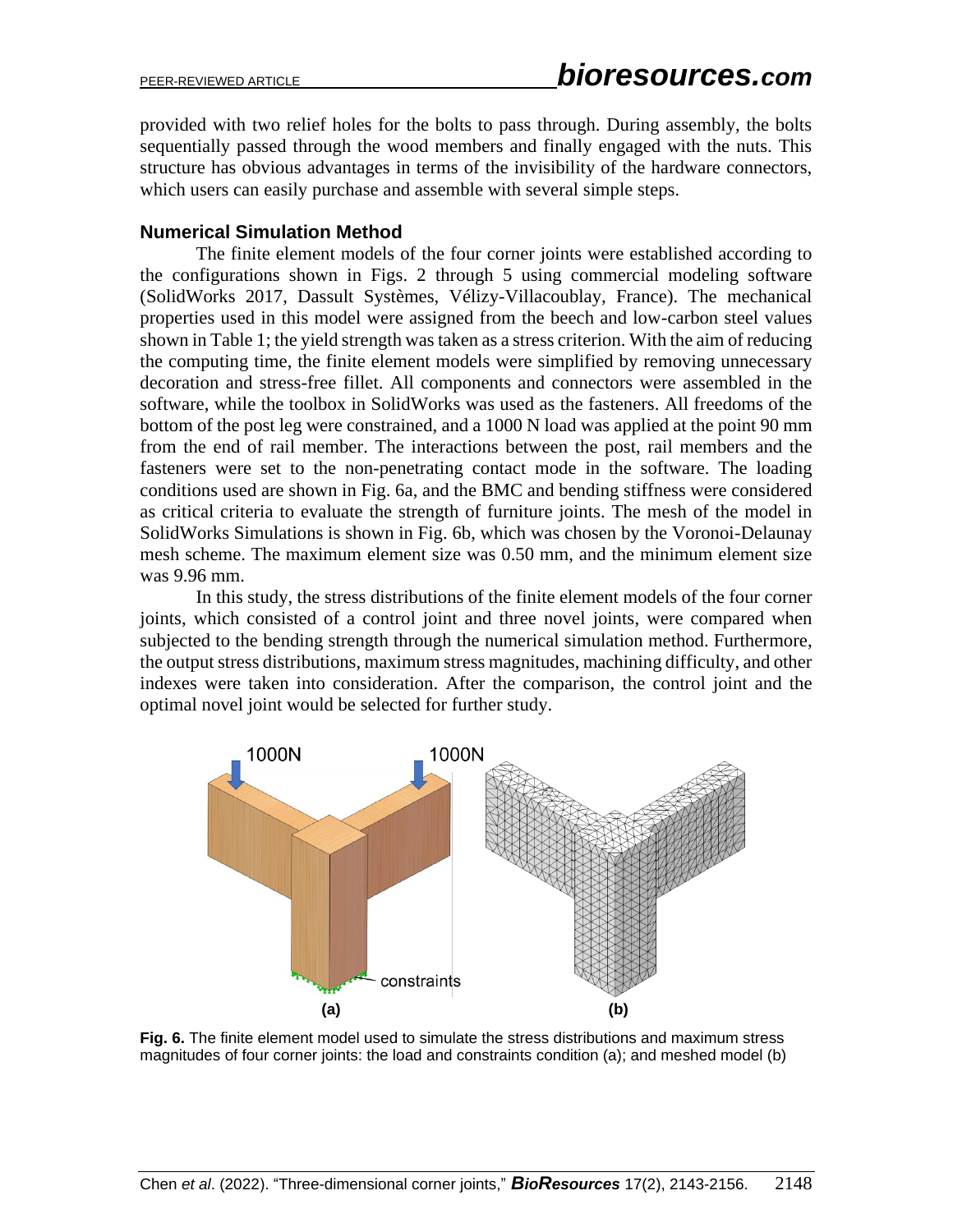provided with two relief holes for the bolts to pass through. During assembly, the bolts sequentially passed through the wood members and finally engaged with the nuts. This structure has obvious advantages in terms of the invisibility of the hardware connectors, which users can easily purchase and assemble with several simple steps.

### Numerical Simulation Method

The finite element models of the four corner joints were established according to the configurations shown in Figs. 2 through 5 using commercial modeling software (SolidWorks 2017, Dassult Systèmes, Vélizy-Villacoublay, France). The mechanical properties used in this model were assigned from the beech and low-carbon steel values shown in Table 1; the yield strength was taken as a stress criterion. With the aim of reducing the computing time, the finite element models were simplified by removing unnecessary decoration and stress-free fillet. All components and connectors were assembled in the software, while the toolbox in SolidWorks was used as the fasteners. All freedoms of the bottom of the post leg were constrained, and a 1000 N load was applied at the point 90 mm from the end of rail member. The interactions between the post, rail members and the fasteners were set to the non-penetrating contact mode in the software. The loading conditions used are shown in Fig. 6a, and the BMC and bending stiffness were considered as critical criteria to evaluate the strength of furniture joints. The mesh of the model in SolidWorks Simulations is shown in Fig. 6b, which was chosen by the Voronoi-Delaunay mesh scheme. The maximum element size was 0.50 mm, and the minimum element size was 9.96 mm.

In this study, the stress distributions of the finite element models of the four corner joints, which consisted of a control joint and three novel joints, were compared when subjected to the bending strength through the numerical simulation method. Furthermore, the output stress distributions, maximum stress magnitudes, machining difficulty, and other indexes were taken into consideration. After the comparison, the control joint and the optimal novel joint would be selected for further study.

**Fig. 6.** The finite element model used to simulate the stress distributions and maximum stress magnitudes of four corner joints: the load and constraints condition (a); and meshed model (b)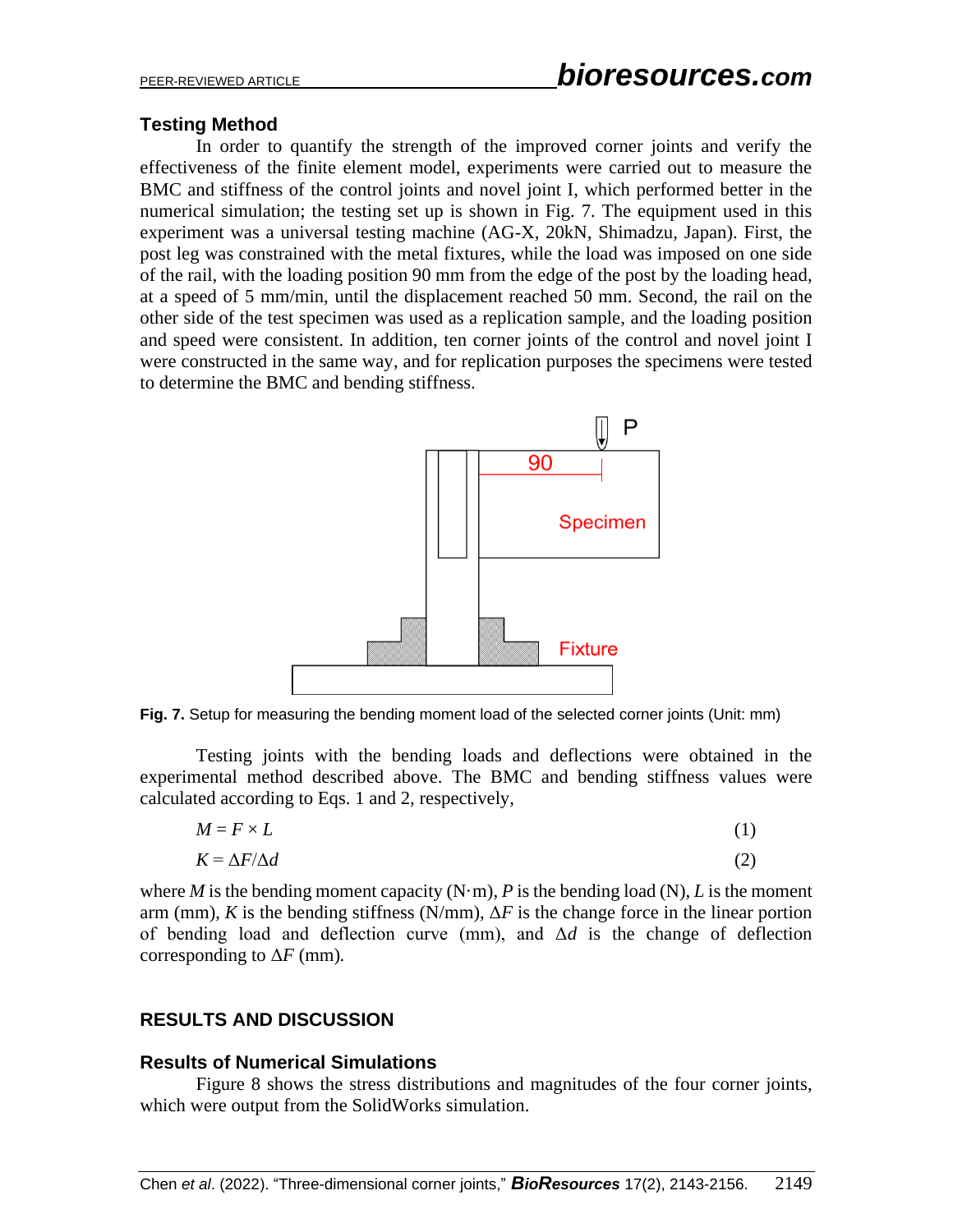### Testing Method

In order to quantify the strength of the improved corner joints and verify the effectiveness of the finite element model, experiments were carried out to measure the BMC and stiffness of the control joints and novel joint I, which performed better in the numerical simulation; the testing set up is shown in Fig. 7. The equipment used in this experiment was a universal testing machine (AG-X, 20kN, Shimadzu, Japan). First, the post leg was constrained with the metal fixtures, while the load was imposed on one side of the rail, with the loading position 90 mm from the edge of the post by the loading head, at a speed of 5 mm/min, until the displacement reached 50 mm. Second, the rail on the other side of the test specimen was used as a replication sample, and the loading position and speed were consistent. In addition, ten corner joints of the control and novel joint I were constructed in the same way, and for replication purposes the specimens were tested to determine the BMC and bending stiffness.

**Fig. 7.** Setup for measuring the bending moment load of the selected corner joints (Unit: mm)

Testing joints with the bending loads and deflections were obtained in the experimental method described above. The BMC and bending stiffness values were calculated according to Eqs. 1 and 2, respectively,

$$M = F \times L \tag{1}$$

$$K = \Delta F / \Delta d \tag{2}$$

where $M$ is the bending moment capacity (N·m), $P$ is the bending load (N), $L$ is the moment arm (mm), $K$ is the bending stiffness (N/mm), $\Delta F$ is the change force in the linear portion of bending load and deflection curve (mm), and $\Delta d$ is the change of deflection corresponding to $\Delta F$ (mm).

## RESULTS AND DISCUSSION

### Results of Numerical Simulations

Figure 8 shows the stress distributions and magnitudes of the four corner joints, which were output from the SolidWorks simulation.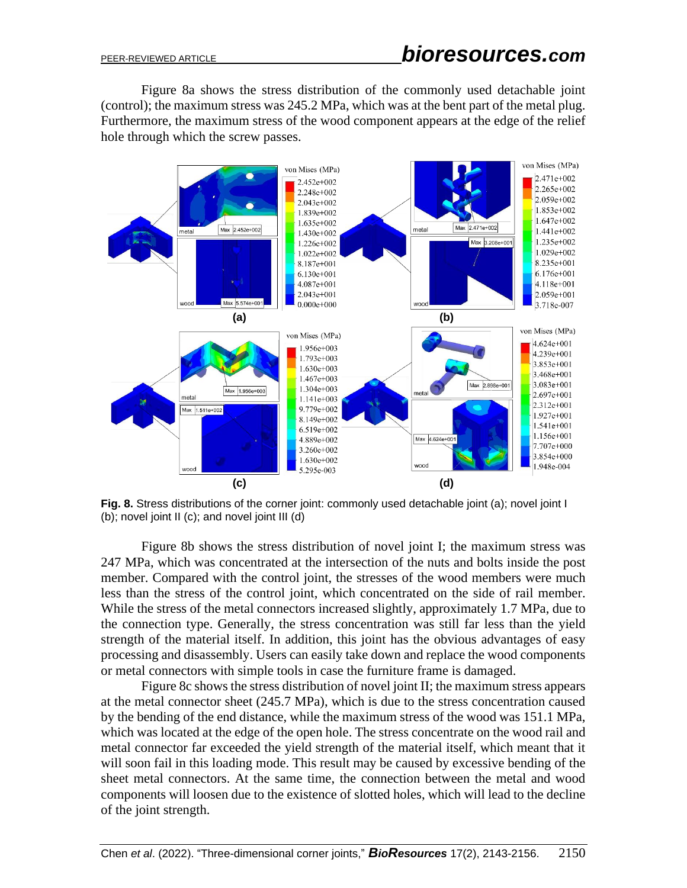Figure 8a shows the stress distribution of the commonly used detachable joint (control); the maximum stress was 245.2 MPa, which was at the bent part of the metal plug. Furthermore, the maximum stress of the wood component appears at the edge of the relief hole through which the screw passes.

**Fig. 8.** Stress distributions of the corner joint: commonly used detachable joint (a); novel joint I (b); novel joint II (c); and novel joint III (d)

Figure 8b shows the stress distribution of novel joint I; the maximum stress was 247 MPa, which was concentrated at the intersection of the nuts and bolts inside the post member. Compared with the control joint, the stresses of the wood members were much less than the stress of the control joint, which concentrated on the side of rail member. While the stress of the metal connectors increased slightly, approximately 1.7 MPa, due to the connection type. Generally, the stress concentration was still far less than the yield strength of the material itself. In addition, this joint has the obvious advantages of easy processing and disassembly. Users can easily take down and replace the wood components or metal connectors with simple tools in case the furniture frame is damaged.

Figure 8c shows the stress distribution of novel joint II; the maximum stress appears at the metal connector sheet (245.7 MPa), which is due to the stress concentration caused by the bending of the end distance, while the maximum stress of the wood was 151.1 MPa, which was located at the edge of the open hole. The stress concentrate on the wood rail and metal connector far exceeded the yield strength of the material itself, which meant that it will soon fail in this loading mode. This result may be caused by excessive bending of the sheet metal connectors. At the same time, the connection between the metal and wood components will loosen due to the existence of slotted holes, which will lead to the decline of the joint strength.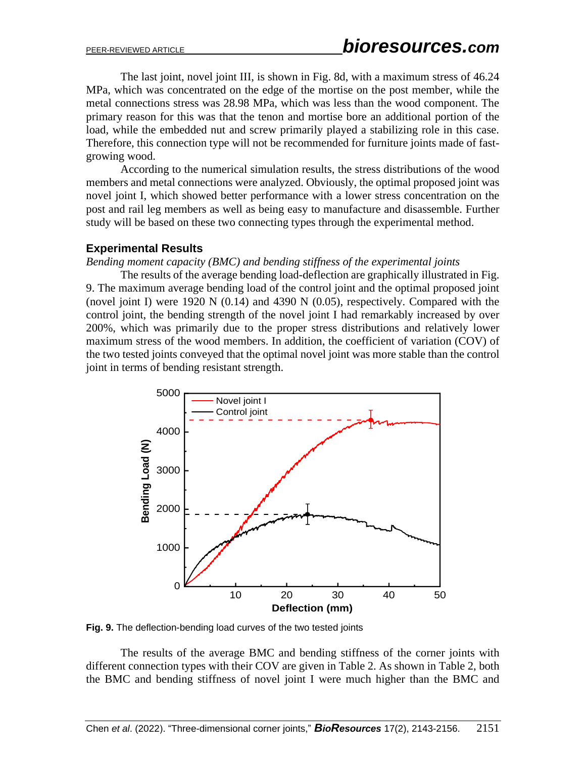The last joint, novel joint III, is shown in Fig. 8d, with a maximum stress of 46.24 MPa, which was concentrated on the edge of the mortise on the post member, while the metal connections stress was 28.98 MPa, which was less than the wood component. The primary reason for this was that the tenon and mortise bore an additional portion of the load, while the embedded nut and screw primarily played a stabilizing role in this case. Therefore, this connection type will not be recommended for furniture joints made of fast-growing wood.

According to the numerical simulation results, the stress distributions of the wood members and metal connections were analyzed. Obviously, the optimal proposed joint was novel joint I, which showed better performance with a lower stress concentration on the post and rail leg members as well as being easy to manufacture and disassemble. Further study will be based on these two connecting types through the experimental method.

## Experimental Results

*Bending moment capacity (BMC) and bending stiffness of the experimental joints*

The results of the average bending load-deflection are graphically illustrated in Fig. 9. The maximum average bending load of the control joint and the optimal proposed joint (novel joint I) were 1920 N (0.14) and 4390 N (0.05), respectively. Compared with the control joint, the bending strength of the novel joint I had remarkably increased by over 200%, which was primarily due to the proper stress distributions and relatively lower maximum stress of the wood members. In addition, the coefficient of variation (COV) of the two tested joints conveyed that the optimal novel joint was more stable than the control joint in terms of bending resistant strength.

**Fig. 9.** The deflection-bending load curves of the two tested joints

The results of the average BMC and bending stiffness of the corner joints with different connection types with their COV are given in Table 2. As shown in Table 2, both the BMC and bending stiffness of novel joint I were much higher than the BMC and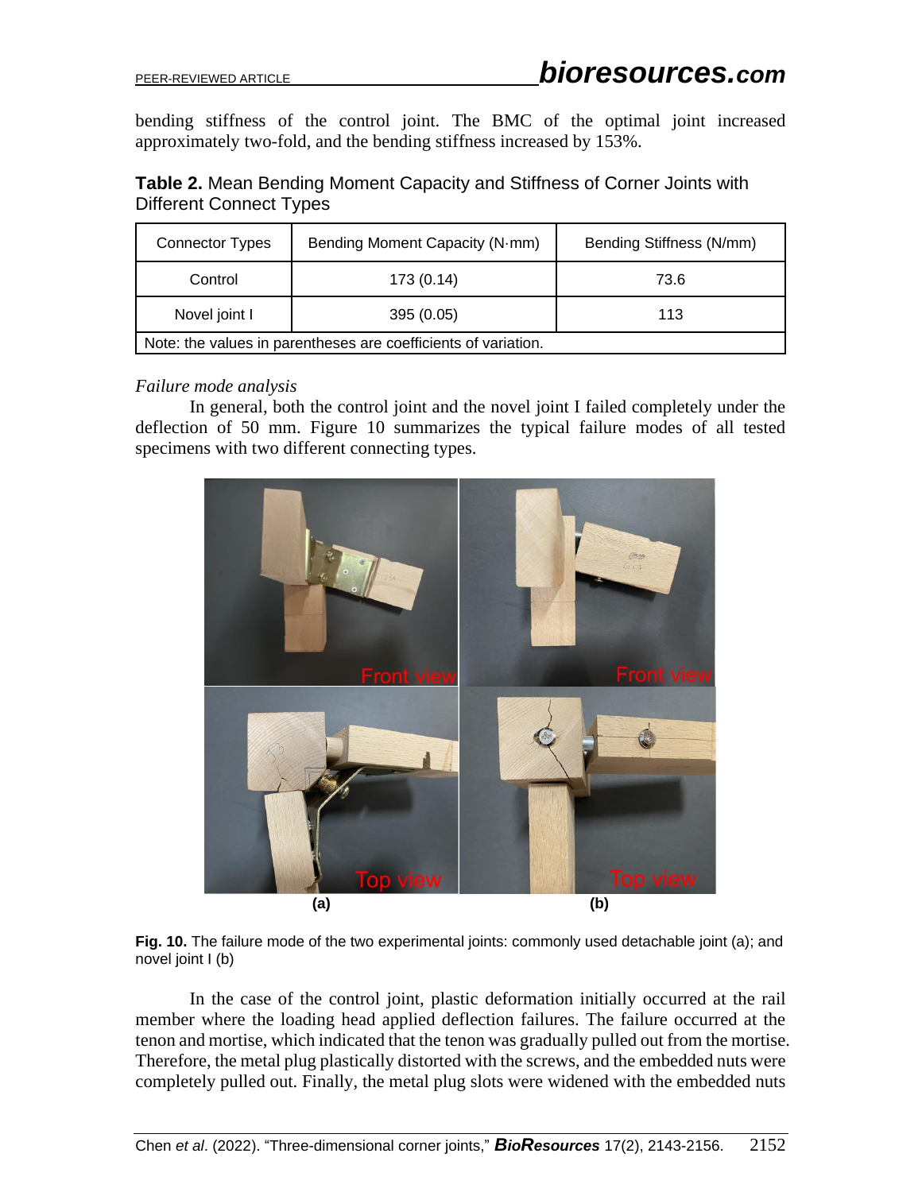bending stiffness of the control joint. The BMC of the optimal joint increased approximately two-fold, and the bending stiffness increased by 153%.

**Table 2.** Mean Bending Moment Capacity and Stiffness of Corner Joints with Different Connect Types

| Connector Types | Bending Moment Capacity (N·mm) | Bending Stiffness (N/mm) |
| --- | --- | --- |
| Control | 173 (0.14) | 73.6 |
| Novel joint I | 395 (0.05) | 113 |
| Note: the values in parentheses are coefficients of variation. | | |

*Failure mode analysis*

In general, both the control joint and the novel joint I failed completely under the deflection of 50 mm. Figure 10 summarizes the typical failure modes of all tested specimens with two different connecting types.

**Fig. 10.** The failure mode of the two experimental joints: commonly used detachable joint (a); and novel joint I (b)

In the case of the control joint, plastic deformation initially occurred at the rail member where the loading head applied deflection failures. The failure occurred at the tenon and mortise, which indicated that the tenon was gradually pulled out from the mortise. Therefore, the metal plug plastically distorted with the screws, and the embedded nuts were completely pulled out. Finally, the metal plug slots were widened with the embedded nuts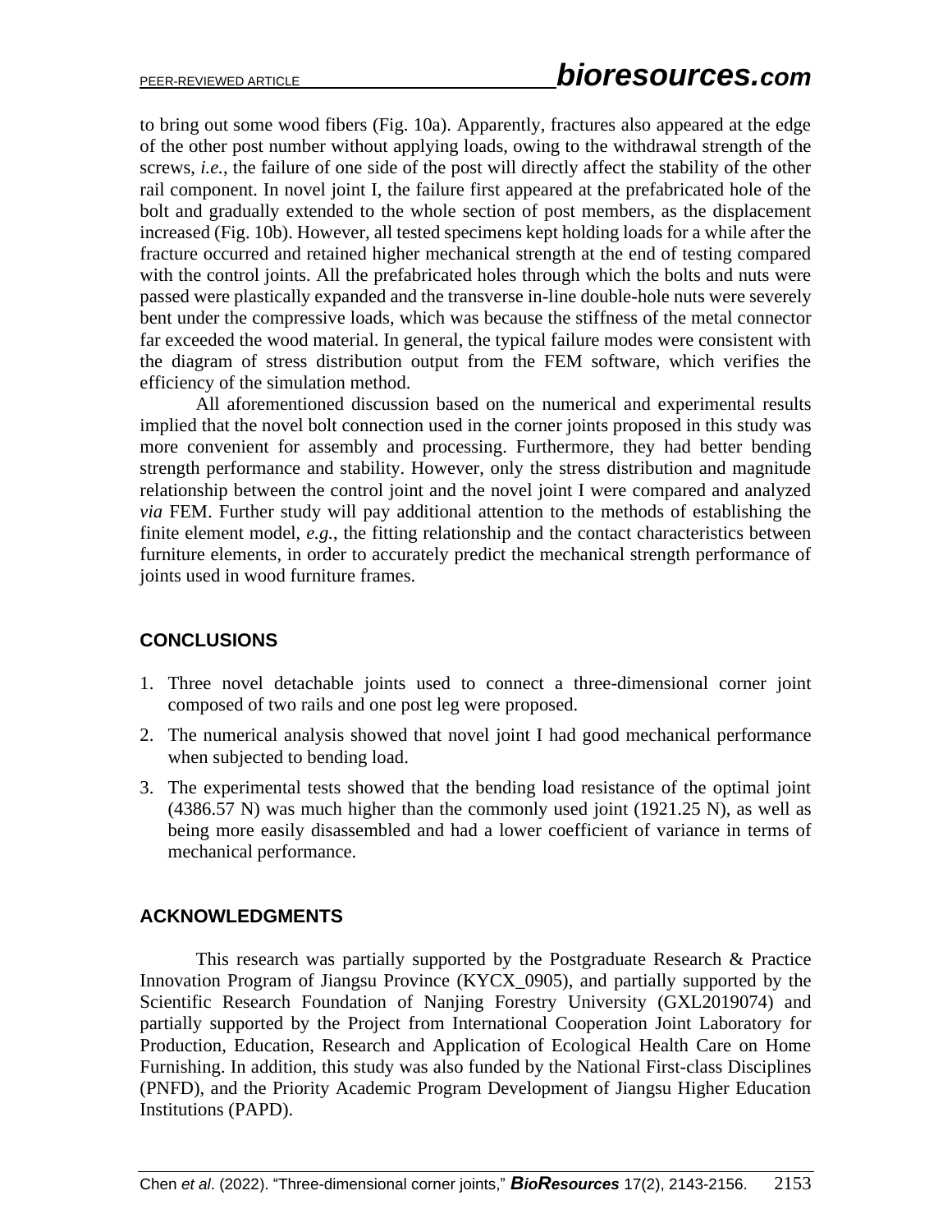to bring out some wood fibers (Fig. 10a). Apparently, fractures also appeared at the edge of the other post number without applying loads, owing to the withdrawal strength of the screws, *i.e.*, the failure of one side of the post will directly affect the stability of the other rail component. In novel joint I, the failure first appeared at the prefabricated hole of the bolt and gradually extended to the whole section of post members, as the displacement increased (Fig. 10b). However, all tested specimens kept holding loads for a while after the fracture occurred and retained higher mechanical strength at the end of testing compared with the control joints. All the prefabricated holes through which the bolts and nuts were passed were plastically expanded and the transverse in-line double-hole nuts were severely bent under the compressive loads, which was because the stiffness of the metal connector far exceeded the wood material. In general, the typical failure modes were consistent with the diagram of stress distribution output from the FEM software, which verifies the efficiency of the simulation method.

All aforementioned discussion based on the numerical and experimental results implied that the novel bolt connection used in the corner joints proposed in this study was more convenient for assembly and processing. Furthermore, they had better bending strength performance and stability. However, only the stress distribution and magnitude relationship between the control joint and the novel joint I were compared and analyzed *via* FEM. Further study will pay additional attention to the methods of establishing the finite element model, *e.g.*, the fitting relationship and the contact characteristics between furniture elements, in order to accurately predict the mechanical strength performance of joints used in wood furniture frames.

## CONCLUSIONS

1. Three novel detachable joints used to connect a three-dimensional corner joint composed of two rails and one post leg were proposed.
2. The numerical analysis showed that novel joint I had good mechanical performance when subjected to bending load.
3. The experimental tests showed that the bending load resistance of the optimal joint (4386.57 N) was much higher than the commonly used joint (1921.25 N), as well as being more easily disassembled and had a lower coefficient of variance in terms of mechanical performance.

## ACKNOWLEDGMENTS

This research was partially supported by the Postgraduate Research & Practice Innovation Program of Jiangsu Province (KYCX_0905), and partially supported by the Scientific Research Foundation of Nanjing Forestry University (GXL2019074) and partially supported by the Project from International Cooperation Joint Laboratory for Production, Education, Research and Application of Ecological Health Care on Home Furnishing. In addition, this study was also funded by the National First-class Disciplines (PNFD), and the Priority Academic Program Development of Jiangsu Higher Education Institutions (PAPD).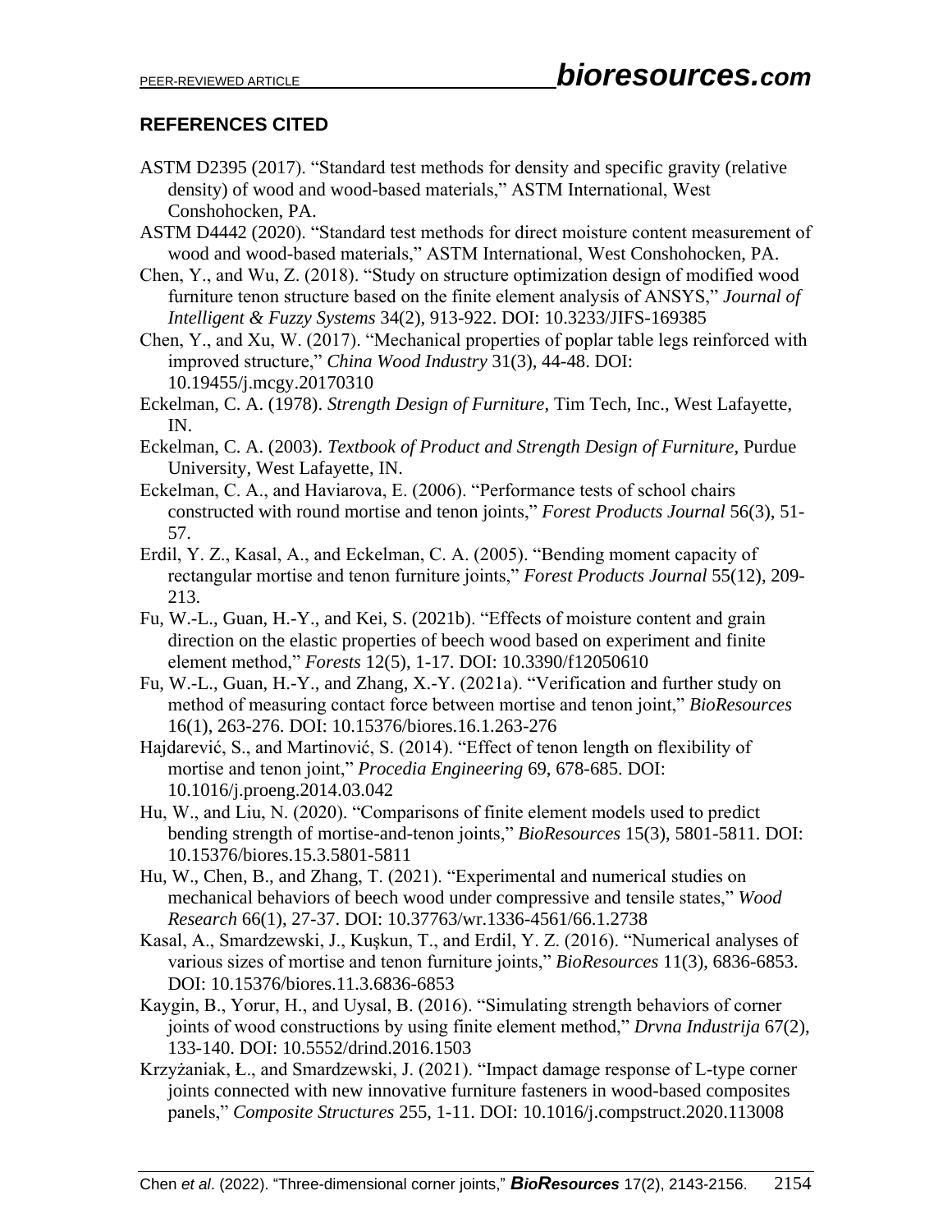## REFERENCES CITED

ASTM D2395 (2017). "Standard test methods for density and specific gravity (relative density) of wood and wood-based materials," ASTM International, West Conshohocken, PA.

ASTM D4442 (2020). "Standard test methods for direct moisture content measurement of wood and wood-based materials," ASTM International, West Conshohocken, PA.

Chen, Y., and Wu, Z. (2018). "Study on structure optimization design of modified wood furniture tenon structure based on the finite element analysis of ANSYS," *Journal of Intelligent & Fuzzy Systems* 34(2), 913-922. DOI: 10.3233/JIFS-169385

Chen, Y., and Xu, W. (2017). "Mechanical properties of poplar table legs reinforced with improved structure," *China Wood Industry* 31(3), 44-48. DOI: 10.19455/j.mcgy.20170310

Eckelman, C. A. (1978). *Strength Design of Furniture*, Tim Tech, Inc., West Lafayette, IN.

Eckelman, C. A. (2003). *Textbook of Product and Strength Design of Furniture*, Purdue University, West Lafayette, IN.

Eckelman, C. A., and Haviarova, E. (2006). "Performance tests of school chairs constructed with round mortise and tenon joints," *Forest Products Journal* 56(3), 51-57.

Erdil, Y. Z., Kasal, A., and Eckelman, C. A. (2005). "Bending moment capacity of rectangular mortise and tenon furniture joints," *Forest Products Journal* 55(12), 209-213.

Fu, W.-L., Guan, H.-Y., and Kei, S. (2021b). "Effects of moisture content and grain direction on the elastic properties of beech wood based on experiment and finite element method," *Forests* 12(5), 1-17. DOI: 10.3390/f12050610

Fu, W.-L., Guan, H.-Y., and Zhang, X.-Y. (2021a). "Verification and further study on method of measuring contact force between mortise and tenon joint," *BioResources* 16(1), 263-276. DOI: 10.15376/biores.16.1.263-276

Hajdarević, S., and Martinović, S. (2014). "Effect of tenon length on flexibility of mortise and tenon joint," *Procedia Engineering* 69, 678-685. DOI: 10.1016/j.proeng.2014.03.042

Hu, W., and Liu, N. (2020). "Comparisons of finite element models used to predict bending strength of mortise-and-tenon joints," *BioResources* 15(3), 5801-5811. DOI: 10.15376/biores.15.3.5801-5811

Hu, W., Chen, B., and Zhang, T. (2021). "Experimental and numerical studies on mechanical behaviors of beech wood under compressive and tensile states," *Wood Research* 66(1), 27-37. DOI: 10.37763/wr.1336-4561/66.1.2738

Kasal, A., Smardzewski, J., Kuşkun, T., and Erdil, Y. Z. (2016). "Numerical analyses of various sizes of mortise and tenon furniture joints," *BioResources* 11(3), 6836-6853. DOI: 10.15376/biores.11.3.6836-6853

Kaygin, B., Yorur, H., and Uysal, B. (2016). "Simulating strength behaviors of corner joints of wood constructions by using finite element method," *Drvna Industrija* 67(2), 133-140. DOI: 10.5552/drind.2016.1503

Krzyżaniak, Ł., and Smardzewski, J. (2021). "Impact damage response of L-type corner joints connected with new innovative furniture fasteners in wood-based composites panels," *Composite Structures* 255, 1-11. DOI: 10.1016/j.compstruct.2020.113008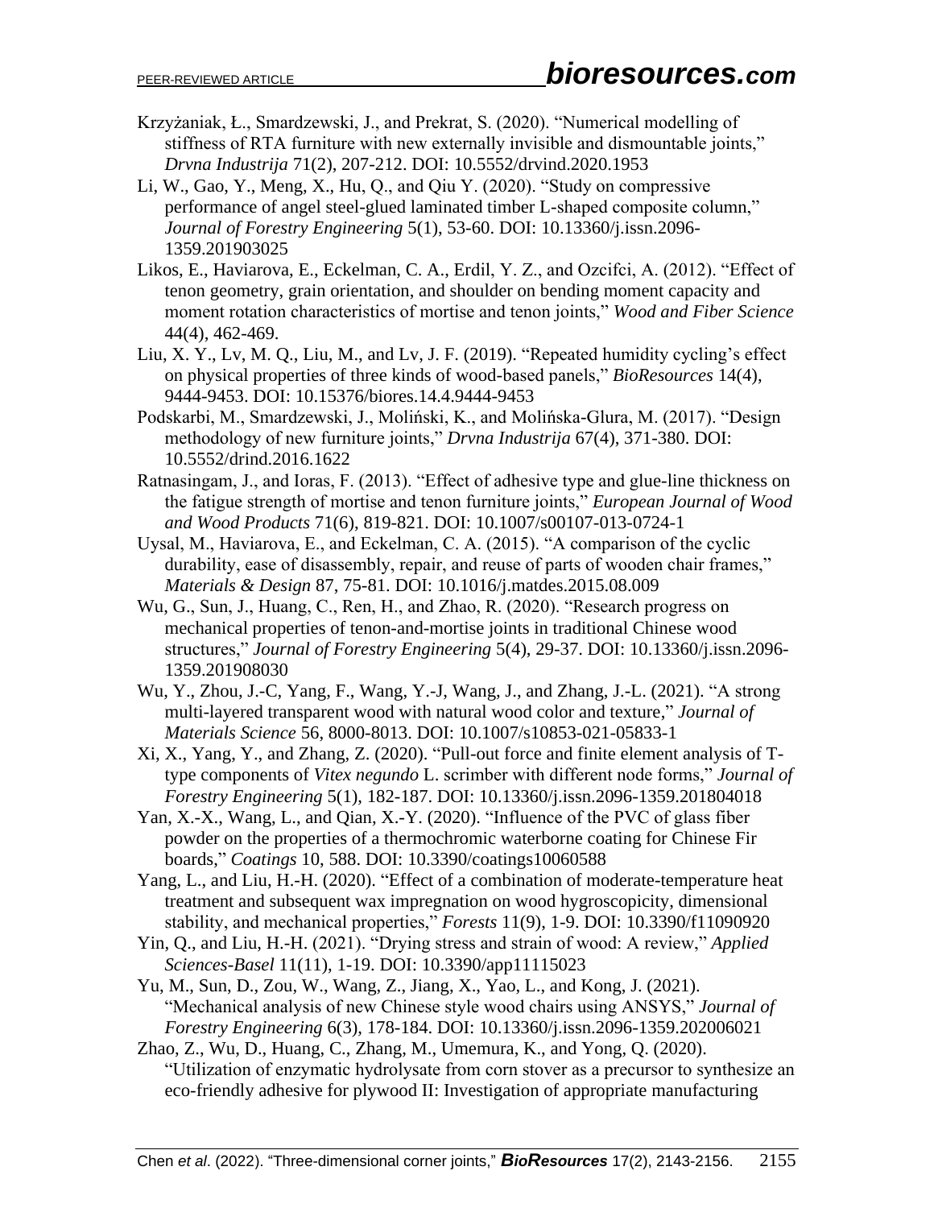Krzyżaniak, Ł., Smardzewski, J., and Prekrat, S. (2020). "Numerical modelling of stiffness of RTA furniture with new externally invisible and dismountable joints," *Drvna Industrija* 71(2), 207-212. DOI: 10.5552/drvind.2020.1953

Li, W., Gao, Y., Meng, X., Hu, Q., and Qiu Y. (2020). "Study on compressive performance of angel steel-glued laminated timber L-shaped composite column," *Journal of Forestry Engineering* 5(1), 53-60. DOI: 10.13360/j.issn.2096-1359.201903025

Likos, E., Haviarova, E., Eckelman, C. A., Erdil, Y. Z., and Ozcifci, A. (2012). "Effect of tenon geometry, grain orientation, and shoulder on bending moment capacity and moment rotation characteristics of mortise and tenon joints," *Wood and Fiber Science* 44(4), 462-469.

Liu, X. Y., Lv, M. Q., Liu, M., and Lv, J. F. (2019). "Repeated humidity cycling's effect on physical properties of three kinds of wood-based panels," *BioResources* 14(4), 9444-9453. DOI: 10.15376/biores.14.4.9444-9453

Podskarbi, M., Smardzewski, J., Moliński, K., and Molińska-Glura, M. (2017). "Design methodology of new furniture joints," *Drvna Industrija* 67(4), 371-380. DOI: 10.5552/drind.2016.1622

Ratnasingam, J., and Ioras, F. (2013). "Effect of adhesive type and glue-line thickness on the fatigue strength of mortise and tenon furniture joints," *European Journal of Wood and Wood Products* 71(6), 819-821. DOI: 10.1007/s00107-013-0724-1

Uysal, M., Haviarova, E., and Eckelman, C. A. (2015). "A comparison of the cyclic durability, ease of disassembly, repair, and reuse of parts of wooden chair frames," *Materials & Design* 87, 75-81. DOI: 10.1016/j.matdes.2015.08.009

Wu, G., Sun, J., Huang, C., Ren, H., and Zhao, R. (2020). "Research progress on mechanical properties of tenon-and-mortise joints in traditional Chinese wood structures," *Journal of Forestry Engineering* 5(4), 29-37. DOI: 10.13360/j.issn.2096-1359.201908030

Wu, Y., Zhou, J.-C, Yang, F., Wang, Y.-J, Wang, J., and Zhang, J.-L. (2021). "A strong multi-layered transparent wood with natural wood color and texture," *Journal of Materials Science* 56, 8000-8013. DOI: 10.1007/s10853-021-05833-1

Xi, X., Yang, Y., and Zhang, Z. (2020). "Pull-out force and finite element analysis of T-type components of *Vitex negundo* L. scrimber with different node forms," *Journal of Forestry Engineering* 5(1), 182-187. DOI: 10.13360/j.issn.2096-1359.201804018

Yan, X.-X., Wang, L., and Qian, X.-Y. (2020). "Influence of the PVC of glass fiber powder on the properties of a thermochromic waterborne coating for Chinese Fir boards," *Coatings* 10, 588. DOI: 10.3390/coatings10060588

Yang, L., and Liu, H.-H. (2020). "Effect of a combination of moderate-temperature heat treatment and subsequent wax impregnation on wood hygroscopicity, dimensional stability, and mechanical properties," *Forests* 11(9), 1-9. DOI: 10.3390/f11090920

Yin, Q., and Liu, H.-H. (2021). "Drying stress and strain of wood: A review," *Applied Sciences-Basel* 11(11), 1-19. DOI: 10.3390/app11115023

Yu, M., Sun, D., Zou, W., Wang, Z., Jiang, X., Yao, L., and Kong, J. (2021). "Mechanical analysis of new Chinese style wood chairs using ANSYS," *Journal of Forestry Engineering* 6(3), 178-184. DOI: 10.13360/j.issn.2096-1359.202006021

Zhao, Z., Wu, D., Huang, C., Zhang, M., Umemura, K., and Yong, Q. (2020). "Utilization of enzymatic hydrolysate from corn stover as a precursor to synthesize an eco-friendly adhesive for plywood II: Investigation of appropriate manufacturing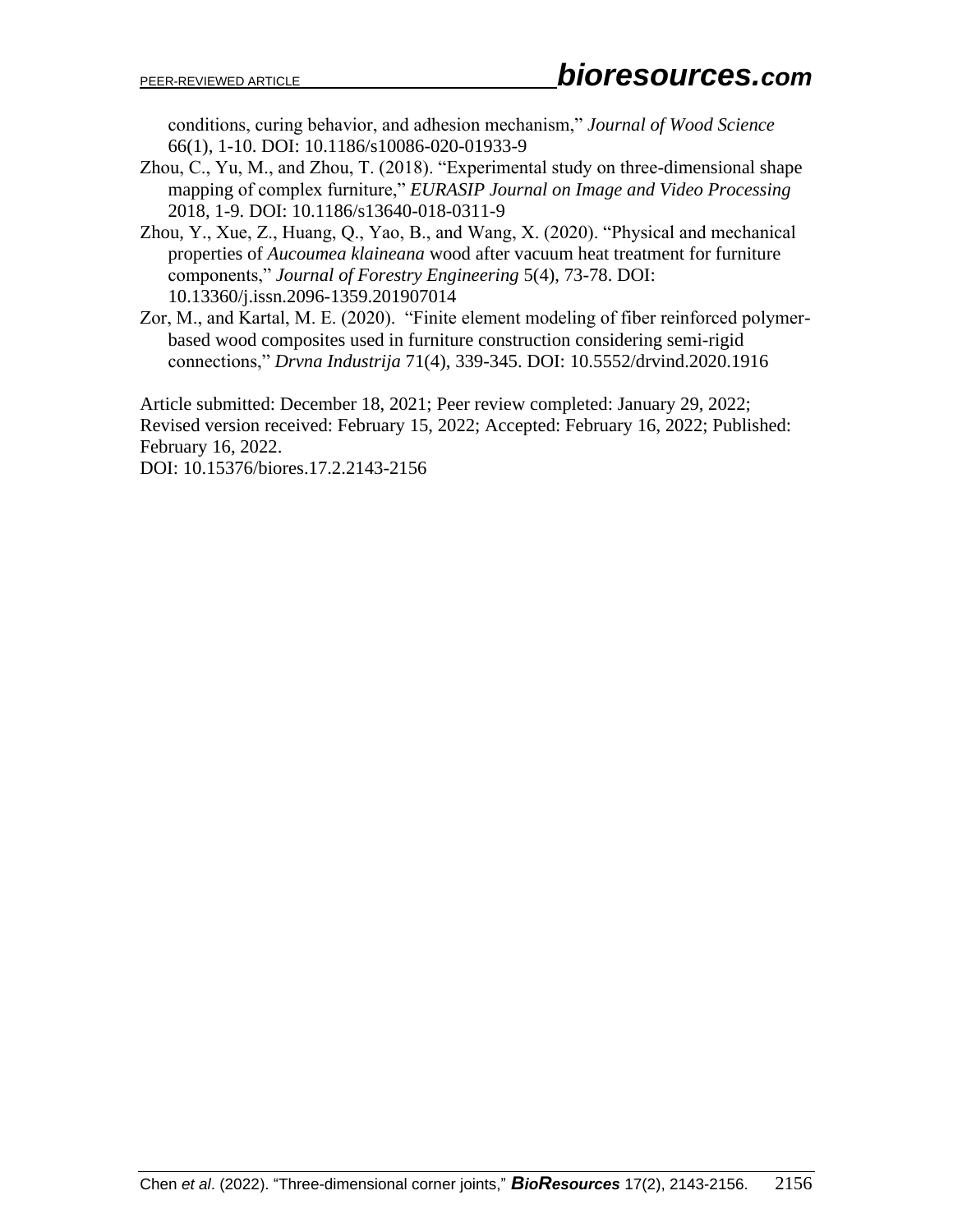conditions, curing behavior, and adhesion mechanism," *Journal of Wood Science* 66(1), 1-10. DOI: 10.1186/s10086-020-01933-9

Zhou, C., Yu, M., and Zhou, T. (2018). "Experimental study on three-dimensional shape mapping of complex furniture," *EURASIP Journal on Image and Video Processing* 2018, 1-9. DOI: 10.1186/s13640-018-0311-9

Zhou, Y., Xue, Z., Huang, Q., Yao, B., and Wang, X. (2020). "Physical and mechanical properties of *Aucoumea klaineana* wood after vacuum heat treatment for furniture components," *Journal of Forestry Engineering* 5(4), 73-78. DOI: 10.13360/j.issn.2096-1359.201907014

Zor, M., and Kartal, M. E. (2020). "Finite element modeling of fiber reinforced polymer-based wood composites used in furniture construction considering semi-rigid connections," *Drvna Industrija* 71(4), 339-345. DOI: 10.5552/drvind.2020.1916

Article submitted: December 18, 2021; Peer review completed: January 29, 2022; Revised version received: February 15, 2022; Accepted: February 16, 2022; Published: February 16, 2022.

DOI: 10.15376/biores.17.2.2143-2156